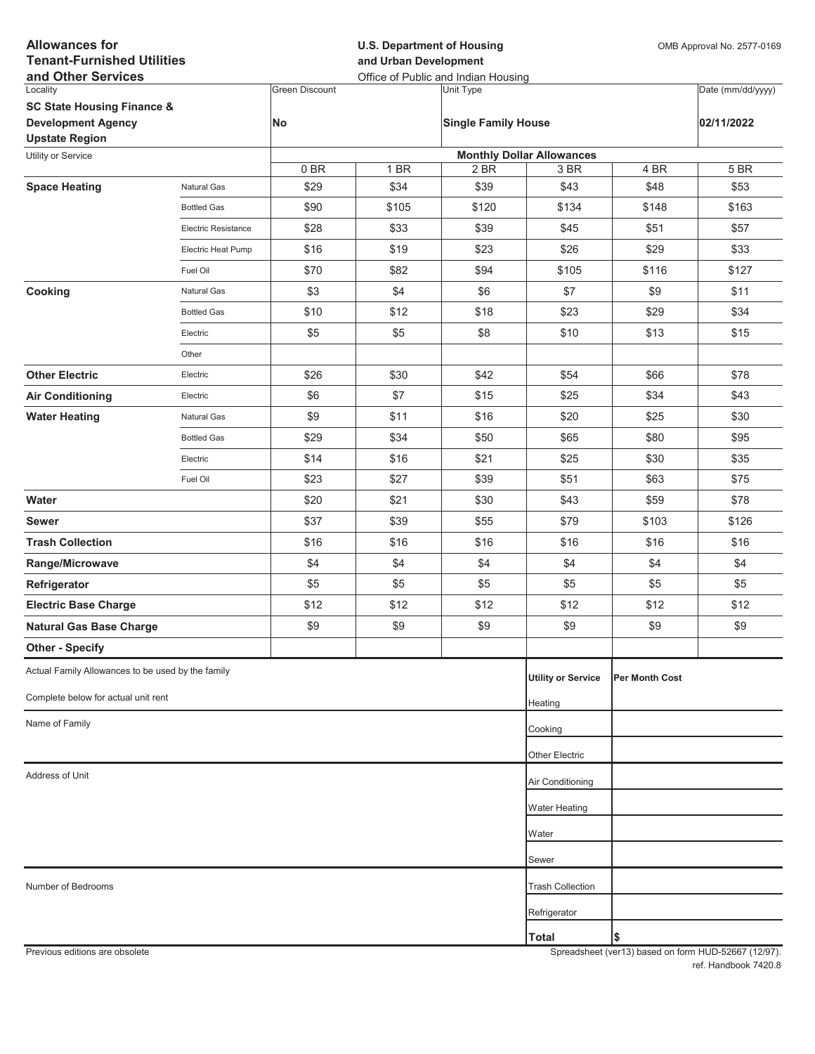**Allowances for Tenant-Furnished Utilities and Other Services**

**U.S. Department of Housing and Urban Development**
Office of Public and Indian Housing

OMB Approval No. 2577-0169

| Locality | Green Discount | Unit Type | Date (mm/dd/yyyy) |
|---|---|---|---|
| **SC State Housing Finance & Development Agency Upstate Region** | **No** | **Single Family House** | **02/11/2022** |

| Utility or Service | | Monthly Dollar Allowances | | | | | |
|---|---|---|---|---|---|---|---|
| | | 0 BR | 1 BR | 2 BR | 3 BR | 4 BR | 5 BR |
| **Space Heating** | Natural Gas | $29 | $34 | $39 | $43 | $48 | $53 |
| | Bottled Gas | $90 | $105 | $120 | $134 | $148 | $163 |
| | Electric Resistance | $28 | $33 | $39 | $45 | $51 | $57 |
| | Electric Heat Pump | $16 | $19 | $23 | $26 | $29 | $33 |
| | Fuel Oil | $70 | $82 | $94 | $105 | $116 | $127 |
| **Cooking** | Natural Gas | $3 | $4 | $6 | $7 | $9 | $11 |
| | Bottled Gas | $10 | $12 | $18 | $23 | $29 | $34 |
| | Electric | $5 | $5 | $8 | $10 | $13 | $15 |
| | Other | | | | | | |
| **Other Electric** | Electric | $26 | $30 | $42 | $54 | $66 | $78 |
| **Air Conditioning** | Electric | $6 | $7 | $15 | $25 | $34 | $43 |
| **Water Heating** | Natural Gas | $9 | $11 | $16 | $20 | $25 | $30 |
| | Bottled Gas | $29 | $34 | $50 | $65 | $80 | $95 |
| | Electric | $14 | $16 | $21 | $25 | $30 | $35 |
| | Fuel Oil | $23 | $27 | $39 | $51 | $63 | $75 |
| **Water** | | $20 | $21 | $30 | $43 | $59 | $78 |
| **Sewer** | | $37 | $39 | $55 | $79 | $103 | $126 |
| **Trash Collection** | | $16 | $16 | $16 | $16 | $16 | $16 |
| **Range/Microwave** | | $4 | $4 | $4 | $4 | $4 | $4 |
| **Refrigerator** | | $5 | $5 | $5 | $5 | $5 | $5 |
| **Electric Base Charge** | | $12 | $12 | $12 | $12 | $12 | $12 |
| **Natural Gas Base Charge** | | $9 | $9 | $9 | $9 | $9 | $9 |
| **Other - Specify** | | | | | | | |

Actual Family Allowances to be used by the family

Complete below for actual unit rent

Name of Family

Address of Unit

Number of Bedrooms

| Utility or Service | Per Month Cost |
|---|---|
| Heating | |
| Cooking | |
| Other Electric | |
| Air Conditioning | |
| Water Heating | |
| Water | |
| Sewer | |
| Trash Collection | |
| Refrigerator | |
| **Total** | **$** |

Previous editions are obsolete

Spreadsheet (ver13) based on form HUD-52667 (12/97).
ref. Handbook 7420.8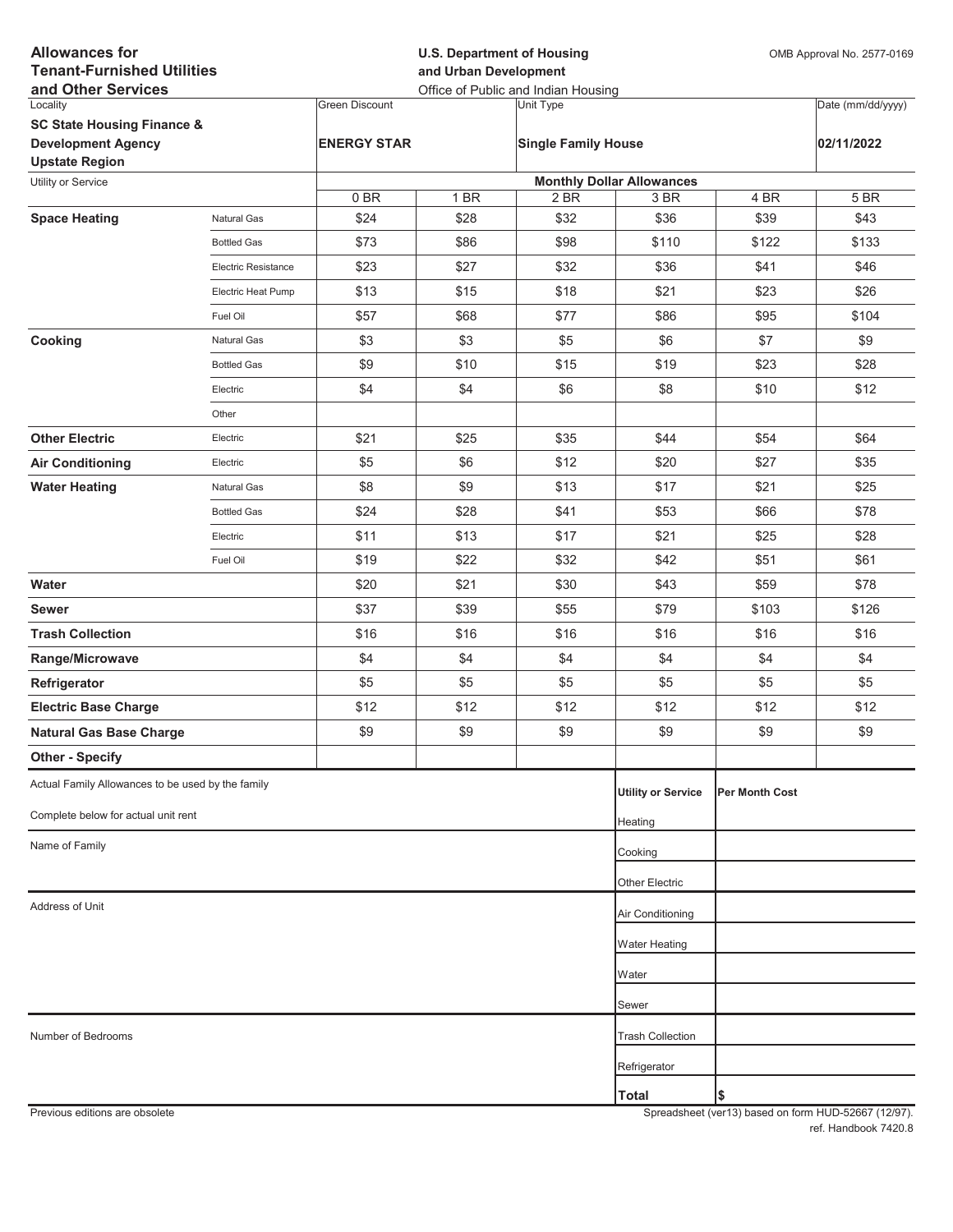**Allowances for Tenant-Furnished Utilities and Other Services**

**U.S. Department of Housing and Urban Development**
Office of Public and Indian Housing

OMB Approval No. 2577-0169

| Locality | Green Discount | Unit Type | Date (mm/dd/yyyy) |
|---|---|---|---|
| **SC State Housing Finance & Development Agency Upstate Region** | **ENERGY STAR** | **Single Family House** | **02/11/2022** |

| Utility or Service | | Monthly Dollar Allowances | | | | | |
|---|---|---|---|---|---|---|---|
| | | 0 BR | 1 BR | 2 BR | 3 BR | 4 BR | 5 BR |
| **Space Heating** | Natural Gas | $24 | $28 | $32 | $36 | $39 | $43 |
| | Bottled Gas | $73 | $86 | $98 | $110 | $122 | $133 |
| | Electric Resistance | $23 | $27 | $32 | $36 | $41 | $46 |
| | Electric Heat Pump | $13 | $15 | $18 | $21 | $23 | $26 |
| | Fuel Oil | $57 | $68 | $77 | $86 | $95 | $104 |
| **Cooking** | Natural Gas | $3 | $3 | $5 | $6 | $7 | $9 |
| | Bottled Gas | $9 | $10 | $15 | $19 | $23 | $28 |
| | Electric | $4 | $4 | $6 | $8 | $10 | $12 |
| | Other | | | | | | |
| **Other Electric** | Electric | $21 | $25 | $35 | $44 | $54 | $64 |
| **Air Conditioning** | Electric | $5 | $6 | $12 | $20 | $27 | $35 |
| **Water Heating** | Natural Gas | $8 | $9 | $13 | $17 | $21 | $25 |
| | Bottled Gas | $24 | $28 | $41 | $53 | $66 | $78 |
| | Electric | $11 | $13 | $17 | $21 | $25 | $28 |
| | Fuel Oil | $19 | $22 | $32 | $42 | $51 | $61 |
| **Water** | | $20 | $21 | $30 | $43 | $59 | $78 |
| **Sewer** | | $37 | $39 | $55 | $79 | $103 | $126 |
| **Trash Collection** | | $16 | $16 | $16 | $16 | $16 | $16 |
| **Range/Microwave** | | $4 | $4 | $4 | $4 | $4 | $4 |
| **Refrigerator** | | $5 | $5 | $5 | $5 | $5 | $5 |
| **Electric Base Charge** | | $12 | $12 | $12 | $12 | $12 | $12 |
| **Natural Gas Base Charge** | | $9 | $9 | $9 | $9 | $9 | $9 |
| **Other - Specify** | | | | | | | |

Actual Family Allowances to be used by the family

Complete below for actual unit rent

Name of Family

Address of Unit

Number of Bedrooms

| Utility or Service | Per Month Cost |
|---|---|
| Heating | |
| Cooking | |
| Other Electric | |
| Air Conditioning | |
| Water Heating | |
| Water | |
| Sewer | |
| Trash Collection | |
| Refrigerator | |
| **Total** | **$** |

Previous editions are obsolete

Spreadsheet (ver13) based on form HUD-52667 (12/97).
ref. Handbook 7420.8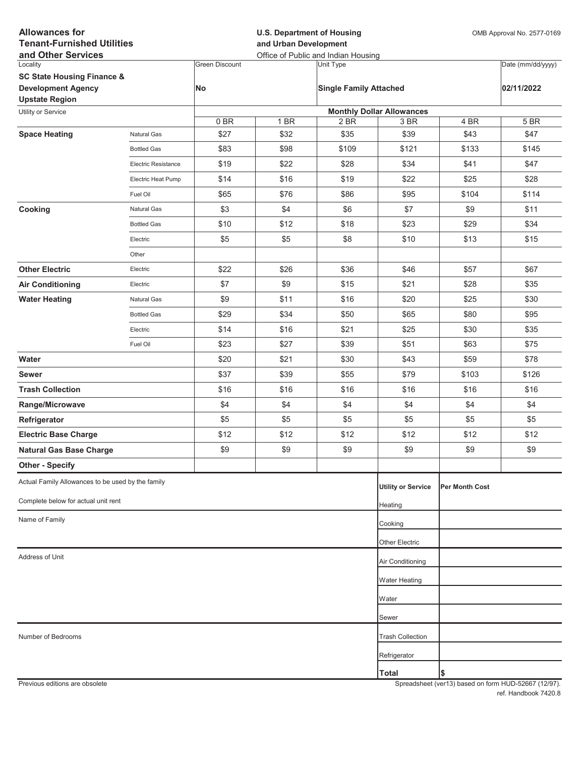**Allowances for Tenant-Furnished Utilities and Other Services**

**U.S. Department of Housing and Urban Development**
Office of Public and Indian Housing

OMB Approval No. 2577-0169

| Locality | Green Discount | Unit Type | Date (mm/dd/yyyy) |
|---|---|---|---|
| **SC State Housing Finance & Development Agency Upstate Region** | **No** | **Single Family Attached** | **02/11/2022** |

| Utility or Service | | Monthly Dollar Allowances | | | | | |
|---|---|---|---|---|---|---|---|
| | | 0 BR | 1 BR | 2 BR | 3 BR | 4 BR | 5 BR |
| **Space Heating** | Natural Gas | $27 | $32 | $35 | $39 | $43 | $47 |
| | Bottled Gas | $83 | $98 | $109 | $121 | $133 | $145 |
| | Electric Resistance | $19 | $22 | $28 | $34 | $41 | $47 |
| | Electric Heat Pump | $14 | $16 | $19 | $22 | $25 | $28 |
| | Fuel Oil | $65 | $76 | $86 | $95 | $104 | $114 |
| **Cooking** | Natural Gas | $3 | $4 | $6 | $7 | $9 | $11 |
| | Bottled Gas | $10 | $12 | $18 | $23 | $29 | $34 |
| | Electric | $5 | $5 | $8 | $10 | $13 | $15 |
| | Other | | | | | | |
| **Other Electric** | Electric | $22 | $26 | $36 | $46 | $57 | $67 |
| **Air Conditioning** | Electric | $7 | $9 | $15 | $21 | $28 | $35 |
| **Water Heating** | Natural Gas | $9 | $11 | $16 | $20 | $25 | $30 |
| | Bottled Gas | $29 | $34 | $50 | $65 | $80 | $95 |
| | Electric | $14 | $16 | $21 | $25 | $30 | $35 |
| | Fuel Oil | $23 | $27 | $39 | $51 | $63 | $75 |
| **Water** | | $20 | $21 | $30 | $43 | $59 | $78 |
| **Sewer** | | $37 | $39 | $55 | $79 | $103 | $126 |
| **Trash Collection** | | $16 | $16 | $16 | $16 | $16 | $16 |
| **Range/Microwave** | | $4 | $4 | $4 | $4 | $4 | $4 |
| **Refrigerator** | | $5 | $5 | $5 | $5 | $5 | $5 |
| **Electric Base Charge** | | $12 | $12 | $12 | $12 | $12 | $12 |
| **Natural Gas Base Charge** | | $9 | $9 | $9 | $9 | $9 | $9 |
| **Other - Specify** | | | | | | | |

Actual Family Allowances to be used by the family

Complete below for actual unit rent

Name of Family

Address of Unit

Number of Bedrooms

| Utility or Service | Per Month Cost |
|---|---|
| Heating | |
| Cooking | |
| Other Electric | |
| Air Conditioning | |
| Water Heating | |
| Water | |
| Sewer | |
| Trash Collection | |
| Refrigerator | |
| **Total** | $ |

Previous editions are obsolete

Spreadsheet (ver13) based on form HUD-52667 (12/97). ref. Handbook 7420.8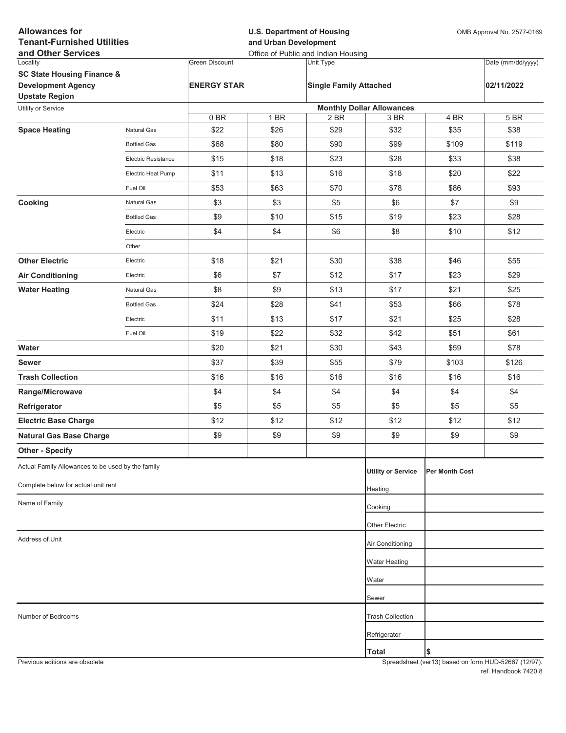**Allowances for Tenant-Furnished Utilities and Other Services**

**U.S. Department of Housing and Urban Development**
Office of Public and Indian Housing

OMB Approval No. 2577-0169

| Locality | Green Discount | Unit Type | Date (mm/dd/yyyy) |
|---|---|---|---|
| **SC State Housing Finance & Development Agency Upstate Region** | **ENERGY STAR** | **Single Family Attached** | **02/11/2022** |

| Utility or Service | | Monthly Dollar Allowances | | | | | |
|---|---|---|---|---|---|---|---|
| | | 0 BR | 1 BR | 2 BR | 3 BR | 4 BR | 5 BR |
| **Space Heating** | Natural Gas | $22 | $26 | $29 | $32 | $35 | $38 |
| | Bottled Gas | $68 | $80 | $90 | $99 | $109 | $119 |
| | Electric Resistance | $15 | $18 | $23 | $28 | $33 | $38 |
| | Electric Heat Pump | $11 | $13 | $16 | $18 | $20 | $22 |
| | Fuel Oil | $53 | $63 | $70 | $78 | $86 | $93 |
| **Cooking** | Natural Gas | $3 | $3 | $5 | $6 | $7 | $9 |
| | Bottled Gas | $9 | $10 | $15 | $19 | $23 | $28 |
| | Electric | $4 | $4 | $6 | $8 | $10 | $12 |
| | Other | | | | | | |
| **Other Electric** | Electric | $18 | $21 | $30 | $38 | $46 | $55 |
| **Air Conditioning** | Electric | $6 | $7 | $12 | $17 | $23 | $29 |
| **Water Heating** | Natural Gas | $8 | $9 | $13 | $17 | $21 | $25 |
| | Bottled Gas | $24 | $28 | $41 | $53 | $66 | $78 |
| | Electric | $11 | $13 | $17 | $21 | $25 | $28 |
| | Fuel Oil | $19 | $22 | $32 | $42 | $51 | $61 |
| **Water** | | $20 | $21 | $30 | $43 | $59 | $78 |
| **Sewer** | | $37 | $39 | $55 | $79 | $103 | $126 |
| **Trash Collection** | | $16 | $16 | $16 | $16 | $16 | $16 |
| **Range/Microwave** | | $4 | $4 | $4 | $4 | $4 | $4 |
| **Refrigerator** | | $5 | $5 | $5 | $5 | $5 | $5 |
| **Electric Base Charge** | | $12 | $12 | $12 | $12 | $12 | $12 |
| **Natural Gas Base Charge** | | $9 | $9 | $9 | $9 | $9 | $9 |
| **Other - Specify** | | | | | | | |

Actual Family Allowances to be used by the family

Complete below for actual unit rent

Name of Family

Address of Unit

Number of Bedrooms

| Utility or Service | Per Month Cost |
|---|---|
| Heating | |
| Cooking | |
| Other Electric | |
| Air Conditioning | |
| Water Heating | |
| Water | |
| Sewer | |
| Trash Collection | |
| Refrigerator | |
| **Total** | $ |

Previous editions are obsolete

Spreadsheet (ver13) based on form HUD-52667 (12/97).
ref. Handbook 7420.8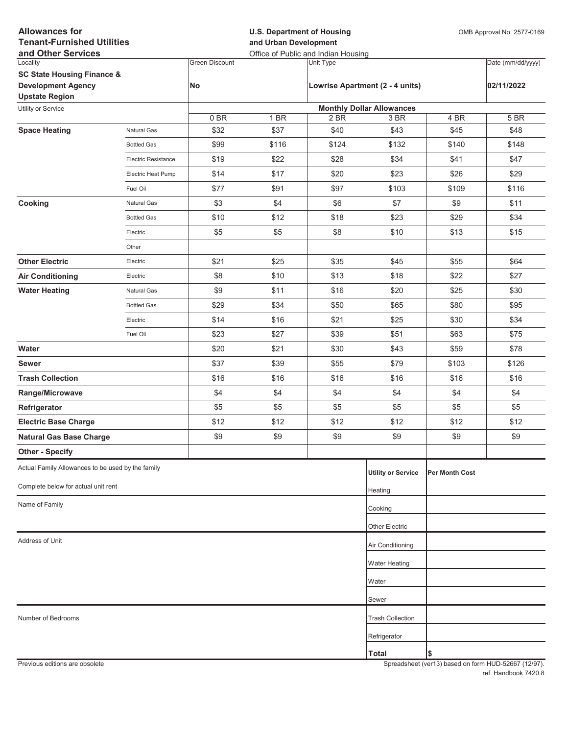**Allowances for Tenant-Furnished Utilities and Other Services**

**U.S. Department of Housing and Urban Development**
Office of Public and Indian Housing

OMB Approval No. 2577-0169

| Locality | Green Discount | Unit Type | Date (mm/dd/yyyy) |
|---|---|---|---|
| **SC State Housing Finance & Development Agency Upstate Region** | **No** | **Lowrise Apartment (2 - 4 units)** | **02/11/2022** |

| Utility or Service | | Monthly Dollar Allowances | | | | | |
|---|---|---|---|---|---|---|---|
| | | 0 BR | 1 BR | 2 BR | 3 BR | 4 BR | 5 BR |
| **Space Heating** | Natural Gas | $32 | $37 | $40 | $43 | $45 | $48 |
| | Bottled Gas | $99 | $116 | $124 | $132 | $140 | $148 |
| | Electric Resistance | $19 | $22 | $28 | $34 | $41 | $47 |
| | Electric Heat Pump | $14 | $17 | $20 | $23 | $26 | $29 |
| | Fuel Oil | $77 | $91 | $97 | $103 | $109 | $116 |
| **Cooking** | Natural Gas | $3 | $4 | $6 | $7 | $9 | $11 |
| | Bottled Gas | $10 | $12 | $18 | $23 | $29 | $34 |
| | Electric | $5 | $5 | $8 | $10 | $13 | $15 |
| | Other | | | | | | |
| **Other Electric** | Electric | $21 | $25 | $35 | $45 | $55 | $64 |
| **Air Conditioning** | Electric | $8 | $10 | $13 | $18 | $22 | $27 |
| **Water Heating** | Natural Gas | $9 | $11 | $16 | $20 | $25 | $30 |
| | Bottled Gas | $29 | $34 | $50 | $65 | $80 | $95 |
| | Electric | $14 | $16 | $21 | $25 | $30 | $34 |
| | Fuel Oil | $23 | $27 | $39 | $51 | $63 | $75 |
| **Water** | | $20 | $21 | $30 | $43 | $59 | $78 |
| **Sewer** | | $37 | $39 | $55 | $79 | $103 | $126 |
| **Trash Collection** | | $16 | $16 | $16 | $16 | $16 | $16 |
| **Range/Microwave** | | $4 | $4 | $4 | $4 | $4 | $4 |
| **Refrigerator** | | $5 | $5 | $5 | $5 | $5 | $5 |
| **Electric Base Charge** | | $12 | $12 | $12 | $12 | $12 | $12 |
| **Natural Gas Base Charge** | | $9 | $9 | $9 | $9 | $9 | $9 |
| **Other - Specify** | | | | | | | |

Actual Family Allowances to be used by the family

Complete below for actual unit rent

Name of Family

Address of Unit

Number of Bedrooms

| Utility or Service | Per Month Cost |
|---|---|
| Heating | |
| Cooking | |
| Other Electric | |
| Air Conditioning | |
| Water Heating | |
| Water | |
| Sewer | |
| Trash Collection | |
| Refrigerator | |
| **Total** | $ |

Previous editions are obsolete

Spreadsheet (ver13) based on form HUD-52667 (12/97).
ref. Handbook 7420.8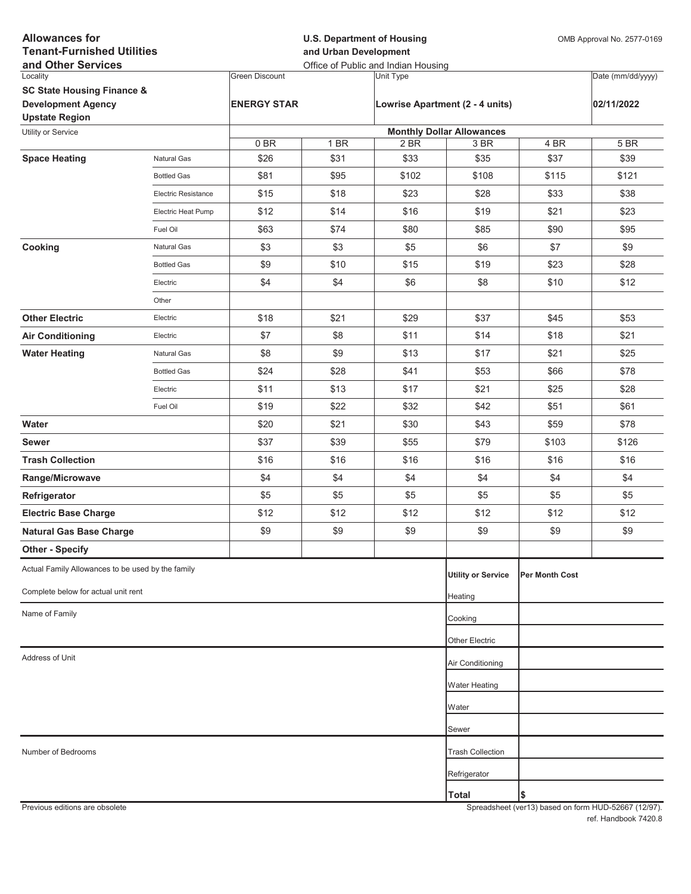**Allowances for Tenant-Furnished Utilities and Other Services**

**U.S. Department of Housing and Urban Development**
Office of Public and Indian Housing

OMB Approval No. 2577-0169

| Locality | Green Discount | Unit Type | Date (mm/dd/yyyy) |
|---|---|---|---|
| **SC State Housing Finance & Development Agency Upstate Region** | **ENERGY STAR** | **Lowrise Apartment (2 - 4 units)** | **02/11/2022** |

| Utility or Service | | Monthly Dollar Allowances | | | | | |
|---|---|---|---|---|---|---|---|
| | | 0 BR | 1 BR | 2 BR | 3 BR | 4 BR | 5 BR |
| **Space Heating** | Natural Gas | $26 | $31 | $33 | $35 | $37 | $39 |
| | Bottled Gas | $81 | $95 | $102 | $108 | $115 | $121 |
| | Electric Resistance | $15 | $18 | $23 | $28 | $33 | $38 |
| | Electric Heat Pump | $12 | $14 | $16 | $19 | $21 | $23 |
| | Fuel Oil | $63 | $74 | $80 | $85 | $90 | $95 |
| **Cooking** | Natural Gas | $3 | $3 | $5 | $6 | $7 | $9 |
| | Bottled Gas | $9 | $10 | $15 | $19 | $23 | $28 |
| | Electric | $4 | $4 | $6 | $8 | $10 | $12 |
| | Other | | | | | | |
| **Other Electric** | Electric | $18 | $21 | $29 | $37 | $45 | $53 |
| **Air Conditioning** | Electric | $7 | $8 | $11 | $14 | $18 | $21 |
| **Water Heating** | Natural Gas | $8 | $9 | $13 | $17 | $21 | $25 |
| | Bottled Gas | $24 | $28 | $41 | $53 | $66 | $78 |
| | Electric | $11 | $13 | $17 | $21 | $25 | $28 |
| | Fuel Oil | $19 | $22 | $32 | $42 | $51 | $61 |
| **Water** | | $20 | $21 | $30 | $43 | $59 | $78 |
| **Sewer** | | $37 | $39 | $55 | $79 | $103 | $126 |
| **Trash Collection** | | $16 | $16 | $16 | $16 | $16 | $16 |
| **Range/Microwave** | | $4 | $4 | $4 | $4 | $4 | $4 |
| **Refrigerator** | | $5 | $5 | $5 | $5 | $5 | $5 |
| **Electric Base Charge** | | $12 | $12 | $12 | $12 | $12 | $12 |
| **Natural Gas Base Charge** | | $9 | $9 | $9 | $9 | $9 | $9 |
| **Other - Specify** | | | | | | | |

Actual Family Allowances to be used by the family

Complete below for actual unit rent

Name of Family

Address of Unit

Number of Bedrooms

| Utility or Service | Per Month Cost |
|---|---|
| Heating | |
| Cooking | |
| Other Electric | |
| Air Conditioning | |
| Water Heating | |
| Water | |
| Sewer | |
| Trash Collection | |
| Refrigerator | |
| **Total** | $ |

Previous editions are obsolete

Spreadsheet (ver13) based on form HUD-52667 (12/97). ref. Handbook 7420.8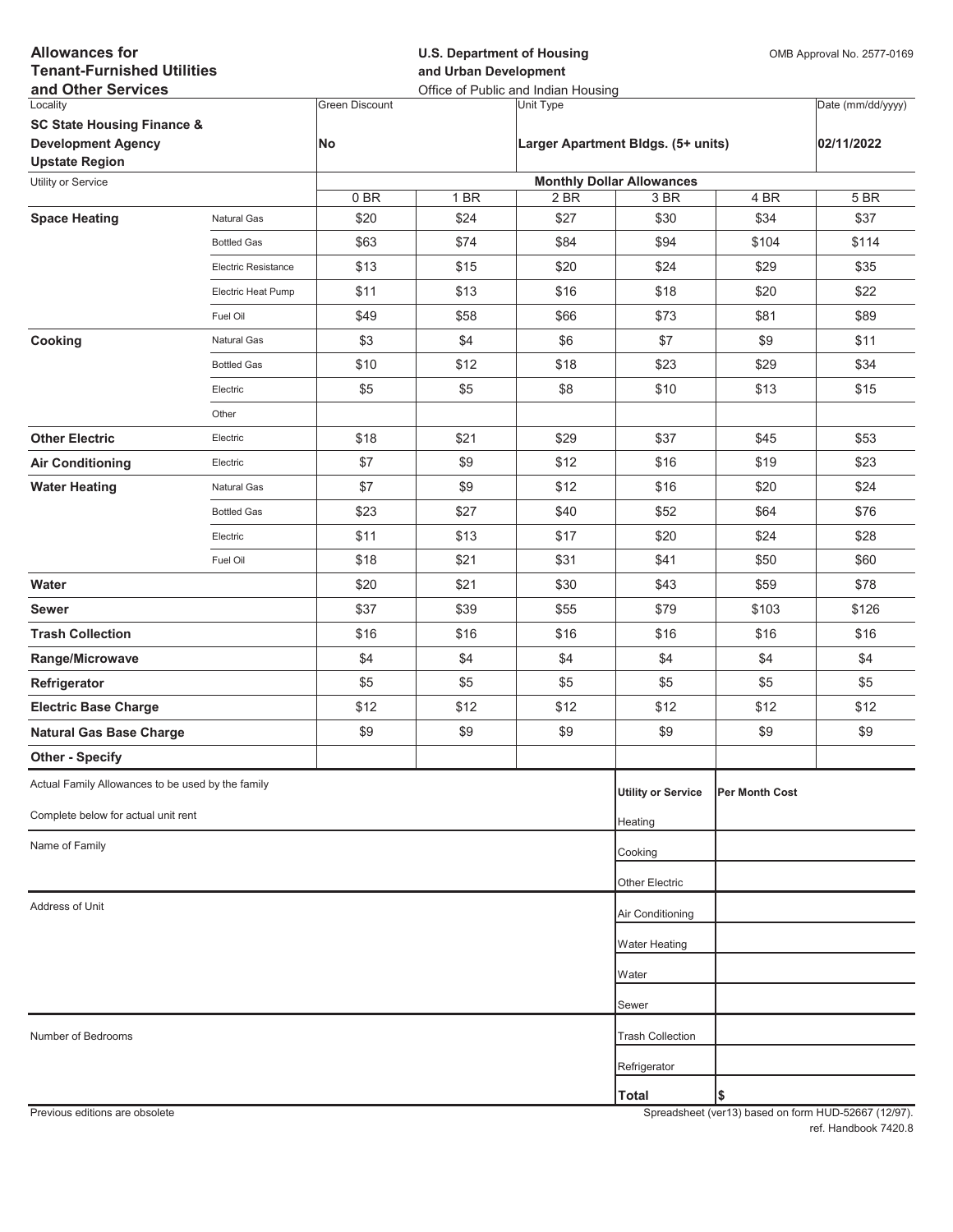**Allowances for Tenant-Furnished Utilities and Other Services**

**U.S. Department of Housing and Urban Development**
Office of Public and Indian Housing

OMB Approval No. 2577-0169

| Locality | Green Discount | Unit Type | Date (mm/dd/yyyy) |
|---|---|---|---|
| **SC State Housing Finance & Development Agency Upstate Region** | **No** | **Larger Apartment Bldgs. (5+ units)** | **02/11/2022** |

| Utility or Service | | Monthly Dollar Allowances | | | | | |
|---|---|---|---|---|---|---|---|
| | | 0 BR | 1 BR | 2 BR | 3 BR | 4 BR | 5 BR |
| **Space Heating** | Natural Gas | $20 | $24 | $27 | $30 | $34 | $37 |
| | Bottled Gas | $63 | $74 | $84 | $94 | $104 | $114 |
| | Electric Resistance | $13 | $15 | $20 | $24 | $29 | $35 |
| | Electric Heat Pump | $11 | $13 | $16 | $18 | $20 | $22 |
| | Fuel Oil | $49 | $58 | $66 | $73 | $81 | $89 |
| **Cooking** | Natural Gas | $3 | $4 | $6 | $7 | $9 | $11 |
| | Bottled Gas | $10 | $12 | $18 | $23 | $29 | $34 |
| | Electric | $5 | $5 | $8 | $10 | $13 | $15 |
| | Other | | | | | | |
| **Other Electric** | Electric | $18 | $21 | $29 | $37 | $45 | $53 |
| **Air Conditioning** | Electric | $7 | $9 | $12 | $16 | $19 | $23 |
| **Water Heating** | Natural Gas | $7 | $9 | $12 | $16 | $20 | $24 |
| | Bottled Gas | $23 | $27 | $40 | $52 | $64 | $76 |
| | Electric | $11 | $13 | $17 | $20 | $24 | $28 |
| | Fuel Oil | $18 | $21 | $31 | $41 | $50 | $60 |
| **Water** | | $20 | $21 | $30 | $43 | $59 | $78 |
| **Sewer** | | $37 | $39 | $55 | $79 | $103 | $126 |
| **Trash Collection** | | $16 | $16 | $16 | $16 | $16 | $16 |
| **Range/Microwave** | | $4 | $4 | $4 | $4 | $4 | $4 |
| **Refrigerator** | | $5 | $5 | $5 | $5 | $5 | $5 |
| **Electric Base Charge** | | $12 | $12 | $12 | $12 | $12 | $12 |
| **Natural Gas Base Charge** | | $9 | $9 | $9 | $9 | $9 | $9 |
| **Other - Specify** | | | | | | | |

Actual Family Allowances to be used by the family

Complete below for actual unit rent

Name of Family

Address of Unit

Number of Bedrooms

| Utility or Service | Per Month Cost |
|---|---|
| Heating | |
| Cooking | |
| Other Electric | |
| Air Conditioning | |
| Water Heating | |
| Water | |
| Sewer | |
| Trash Collection | |
| Refrigerator | |
| **Total** | $ |

Previous editions are obsolete

Spreadsheet (ver13) based on form HUD-52667 (12/97). ref. Handbook 7420.8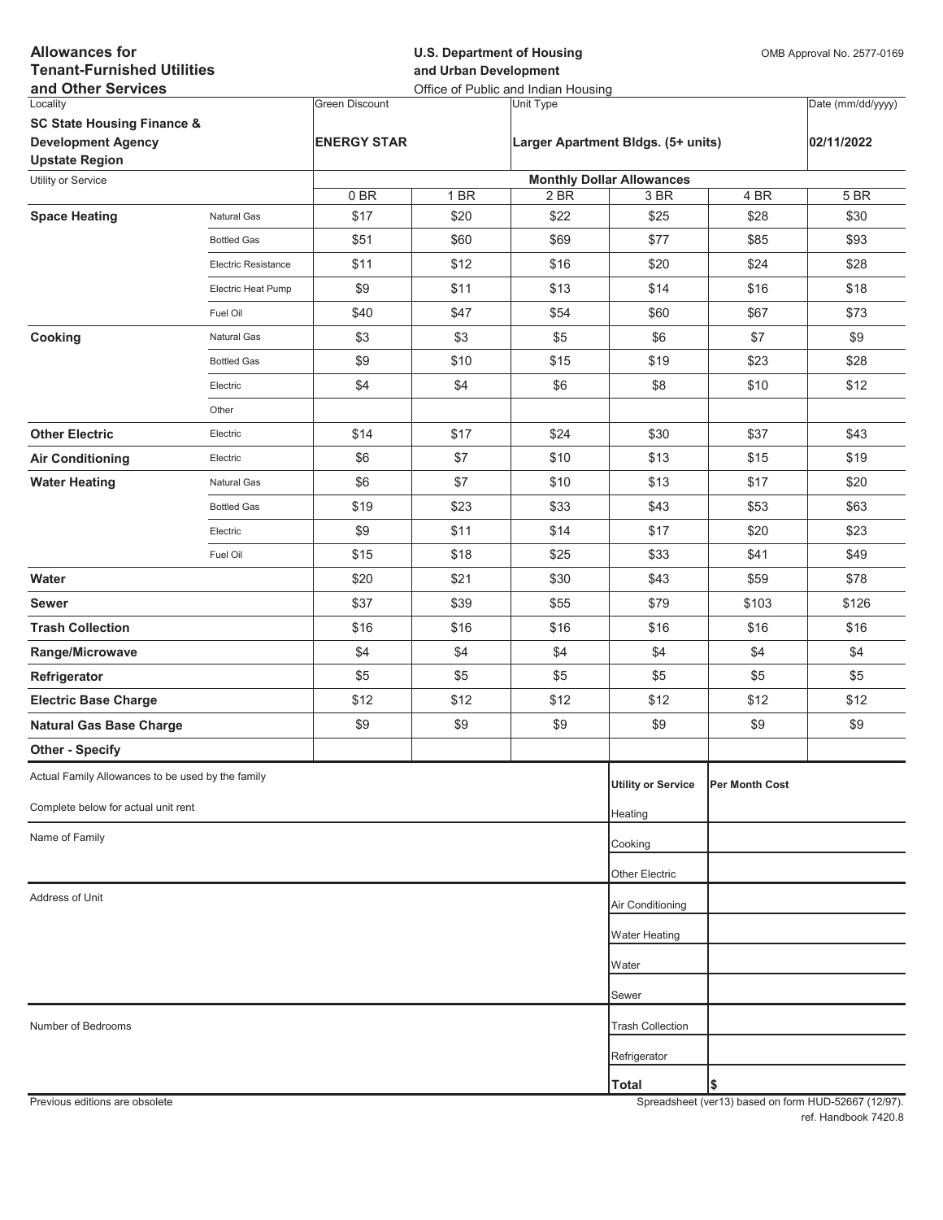**Allowances for Tenant-Furnished Utilities and Other Services**

**U.S. Department of Housing and Urban Development**
Office of Public and Indian Housing

OMB Approval No. 2577-0169

| Locality | Green Discount | Unit Type | Date (mm/dd/yyyy) |
|---|---|---|---|
| **SC State Housing Finance & Development Agency Upstate Region** | **ENERGY STAR** | **Larger Apartment Bldgs. (5+ units)** | **02/11/2022** |

| Utility or Service | | Monthly Dollar Allowances | | | | | |
|---|---|---|---|---|---|---|---|
| | | 0 BR | 1 BR | 2 BR | 3 BR | 4 BR | 5 BR |
| **Space Heating** | Natural Gas | $17 | $20 | $22 | $25 | $28 | $30 |
| | Bottled Gas | $51 | $60 | $69 | $77 | $85 | $93 |
| | Electric Resistance | $11 | $12 | $16 | $20 | $24 | $28 |
| | Electric Heat Pump | $9 | $11 | $13 | $14 | $16 | $18 |
| | Fuel Oil | $40 | $47 | $54 | $60 | $67 | $73 |
| **Cooking** | Natural Gas | $3 | $3 | $5 | $6 | $7 | $9 |
| | Bottled Gas | $9 | $10 | $15 | $19 | $23 | $28 |
| | Electric | $4 | $4 | $6 | $8 | $10 | $12 |
| | Other | | | | | | |
| **Other Electric** | Electric | $14 | $17 | $24 | $30 | $37 | $43 |
| **Air Conditioning** | Electric | $6 | $7 | $10 | $13 | $15 | $19 |
| **Water Heating** | Natural Gas | $6 | $7 | $10 | $13 | $17 | $20 |
| | Bottled Gas | $19 | $23 | $33 | $43 | $53 | $63 |
| | Electric | $9 | $11 | $14 | $17 | $20 | $23 |
| | Fuel Oil | $15 | $18 | $25 | $33 | $41 | $49 |
| **Water** | | $20 | $21 | $30 | $43 | $59 | $78 |
| **Sewer** | | $37 | $39 | $55 | $79 | $103 | $126 |
| **Trash Collection** | | $16 | $16 | $16 | $16 | $16 | $16 |
| **Range/Microwave** | | $4 | $4 | $4 | $4 | $4 | $4 |
| **Refrigerator** | | $5 | $5 | $5 | $5 | $5 | $5 |
| **Electric Base Charge** | | $12 | $12 | $12 | $12 | $12 | $12 |
| **Natural Gas Base Charge** | | $9 | $9 | $9 | $9 | $9 | $9 |
| **Other - Specify** | | | | | | | |

Actual Family Allowances to be used by the family

Complete below for actual unit rent

Name of Family

Address of Unit

Number of Bedrooms

| Utility or Service | Per Month Cost |
|---|---|
| Heating | |
| Cooking | |
| Other Electric | |
| Air Conditioning | |
| Water Heating | |
| Water | |
| Sewer | |
| Trash Collection | |
| Refrigerator | |
| **Total** | $ |

Previous editions are obsolete

Spreadsheet (ver13) based on form HUD-52667 (12/97). ref. Handbook 7420.8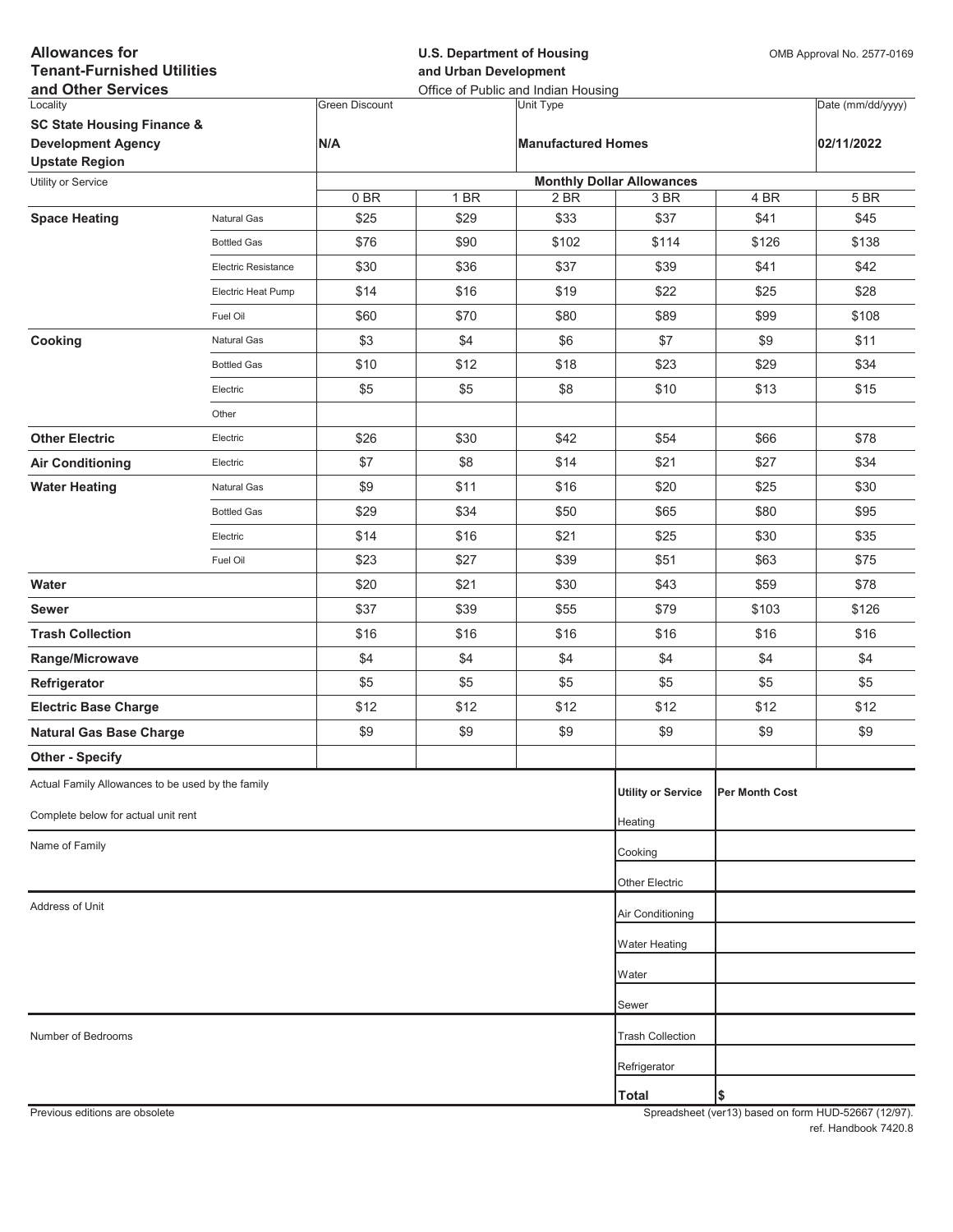**Allowances for Tenant-Furnished Utilities and Other Services**

**U.S. Department of Housing and Urban Development**
Office of Public and Indian Housing

OMB Approval No. 2577-0169

| Locality | Green Discount | Unit Type | Date (mm/dd/yyyy) |
|---|---|---|---|
| **SC State Housing Finance & Development Agency Upstate Region** | **N/A** | **Manufactured Homes** | **02/11/2022** |

| Utility or Service | | Monthly Dollar Allowances | | | | | |
|---|---|---|---|---|---|---|---|
| | | 0 BR | 1 BR | 2 BR | 3 BR | 4 BR | 5 BR |
| **Space Heating** | Natural Gas | $25 | $29 | $33 | $37 | $41 | $45 |
| | Bottled Gas | $76 | $90 | $102 | $114 | $126 | $138 |
| | Electric Resistance | $30 | $36 | $37 | $39 | $41 | $42 |
| | Electric Heat Pump | $14 | $16 | $19 | $22 | $25 | $28 |
| | Fuel Oil | $60 | $70 | $80 | $89 | $99 | $108 |
| **Cooking** | Natural Gas | $3 | $4 | $6 | $7 | $9 | $11 |
| | Bottled Gas | $10 | $12 | $18 | $23 | $29 | $34 |
| | Electric | $5 | $5 | $8 | $10 | $13 | $15 |
| | Other | | | | | | |
| **Other Electric** | Electric | $26 | $30 | $42 | $54 | $66 | $78 |
| **Air Conditioning** | Electric | $7 | $8 | $14 | $21 | $27 | $34 |
| **Water Heating** | Natural Gas | $9 | $11 | $16 | $20 | $25 | $30 |
| | Bottled Gas | $29 | $34 | $50 | $65 | $80 | $95 |
| | Electric | $14 | $16 | $21 | $25 | $30 | $35 |
| | Fuel Oil | $23 | $27 | $39 | $51 | $63 | $75 |
| **Water** | | $20 | $21 | $30 | $43 | $59 | $78 |
| **Sewer** | | $37 | $39 | $55 | $79 | $103 | $126 |
| **Trash Collection** | | $16 | $16 | $16 | $16 | $16 | $16 |
| **Range/Microwave** | | $4 | $4 | $4 | $4 | $4 | $4 |
| **Refrigerator** | | $5 | $5 | $5 | $5 | $5 | $5 |
| **Electric Base Charge** | | $12 | $12 | $12 | $12 | $12 | $12 |
| **Natural Gas Base Charge** | | $9 | $9 | $9 | $9 | $9 | $9 |
| **Other - Specify** | | | | | | | |

Actual Family Allowances to be used by the family

Complete below for actual unit rent

Name of Family

Address of Unit

Number of Bedrooms

| Utility or Service | Per Month Cost |
|---|---|
| Heating | |
| Cooking | |
| Other Electric | |
| Air Conditioning | |
| Water Heating | |
| Water | |
| Sewer | |
| Trash Collection | |
| Refrigerator | |
| **Total** | $ |

Previous editions are obsolete

Spreadsheet (ver13) based on form HUD-52667 (12/97). ref. Handbook 7420.8